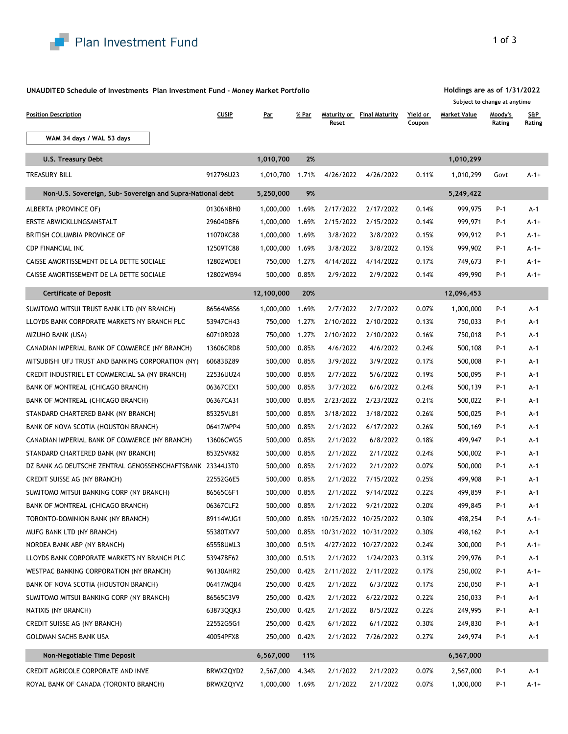Plan Investment Fund

**UNAUDITED Schedule of Investments Plan Investment Fund - Money Market Portfolio**

**Holdings are as of 1/31/2022**

Subject to change at anytime

WAM 34 days / WAL 53 days

| Position Description | CUSIP | Par | % Par | Maturity or Reset | Final Maturity | Yield or Coupon | Market Value | Moody's Rating | S&P Rating |
|---|---|---|---|---|---|---|---|---|---|
| **U.S. Treasury Debt** | | **1,010,700** | **2%** | | | | **1,010,299** | | |
| TREASURY BILL | 912796U23 | 1,010,700 | 1.71% | 4/26/2022 | 4/26/2022 | 0.11% | 1,010,299 | Govt | A-1+ |
| **Non-U.S. Sovereign, Sub- Sovereign and Supra-National debt** | | **5,250,000** | **9%** | | | | **5,249,422** | | |
| ALBERTA (PROVINCE OF) | 01306NBH0 | 1,000,000 | 1.69% | 2/17/2022 | 2/17/2022 | 0.14% | 999,975 | P-1 | A-1 |
| ERSTE ABWICKLUNGSANSTALT | 29604DBF6 | 1,000,000 | 1.69% | 2/15/2022 | 2/15/2022 | 0.14% | 999,971 | P-1 | A-1+ |
| BRITISH COLUMBIA PROVINCE OF | 11070KC88 | 1,000,000 | 1.69% | 3/8/2022 | 3/8/2022 | 0.15% | 999,912 | P-1 | A-1+ |
| CDP FINANCIAL INC | 12509TC88 | 1,000,000 | 1.69% | 3/8/2022 | 3/8/2022 | 0.15% | 999,902 | P-1 | A-1+ |
| CAISSE AMORTISSEMENT DE LA DETTE SOCIALE | 12802WDE1 | 750,000 | 1.27% | 4/14/2022 | 4/14/2022 | 0.17% | 749,673 | P-1 | A-1+ |
| CAISSE AMORTISSEMENT DE LA DETTE SOCIALE | 12802WB94 | 500,000 | 0.85% | 2/9/2022 | 2/9/2022 | 0.14% | 499,990 | P-1 | A-1+ |
| **Certificate of Deposit** | | **12,100,000** | **20%** | | | | **12,096,453** | | |
| SUMITOMO MITSUI TRUST BANK LTD (NY BRANCH) | 86564MBS6 | 1,000,000 | 1.69% | 2/7/2022 | 2/7/2022 | 0.07% | 1,000,000 | P-1 | A-1 |
| LLOYDS BANK CORPORATE MARKETS NY BRANCH PLC | 53947CH43 | 750,000 | 1.27% | 2/10/2022 | 2/10/2022 | 0.13% | 750,033 | P-1 | A-1 |
| MIZUHO BANK (USA) | 60710RD28 | 750,000 | 1.27% | 2/10/2022 | 2/10/2022 | 0.16% | 750,018 | P-1 | A-1 |
| CANADIAN IMPERIAL BANK OF COMMERCE (NY BRANCH) | 13606CRD8 | 500,000 | 0.85% | 4/6/2022 | 4/6/2022 | 0.24% | 500,108 | P-1 | A-1 |
| MITSUBISHI UFJ TRUST AND BANKING CORPORATION (NY) | 60683BZ89 | 500,000 | 0.85% | 3/9/2022 | 3/9/2022 | 0.17% | 500,008 | P-1 | A-1 |
| CREDIT INDUSTRIEL ET COMMERCIAL SA (NY BRANCH) | 22536UU24 | 500,000 | 0.85% | 2/7/2022 | 5/6/2022 | 0.19% | 500,095 | P-1 | A-1 |
| BANK OF MONTREAL (CHICAGO BRANCH) | 06367CEX1 | 500,000 | 0.85% | 3/7/2022 | 6/6/2022 | 0.24% | 500,139 | P-1 | A-1 |
| BANK OF MONTREAL (CHICAGO BRANCH) | 06367CA31 | 500,000 | 0.85% | 2/23/2022 | 2/23/2022 | 0.21% | 500,022 | P-1 | A-1 |
| STANDARD CHARTERED BANK (NY BRANCH) | 85325VL81 | 500,000 | 0.85% | 3/18/2022 | 3/18/2022 | 0.26% | 500,025 | P-1 | A-1 |
| BANK OF NOVA SCOTIA (HOUSTON BRANCH) | 06417MPP4 | 500,000 | 0.85% | 2/1/2022 | 6/17/2022 | 0.26% | 500,169 | P-1 | A-1 |
| CANADIAN IMPERIAL BANK OF COMMERCE (NY BRANCH) | 13606CWG5 | 500,000 | 0.85% | 2/1/2022 | 6/8/2022 | 0.18% | 499,947 | P-1 | A-1 |
| STANDARD CHARTERED BANK (NY BRANCH) | 85325VK82 | 500,000 | 0.85% | 2/1/2022 | 2/1/2022 | 0.24% | 500,002 | P-1 | A-1 |
| DZ BANK AG DEUTSCHE ZENTRAL GENOSSENSCHAFTSBANK | 23344J3T0 | 500,000 | 0.85% | 2/1/2022 | 2/1/2022 | 0.07% | 500,000 | P-1 | A-1 |
| CREDIT SUISSE AG (NY BRANCH) | 22552G6E5 | 500,000 | 0.85% | 2/1/2022 | 7/15/2022 | 0.25% | 499,908 | P-1 | A-1 |
| SUMITOMO MITSUI BANKING CORP (NY BRANCH) | 86565C6F1 | 500,000 | 0.85% | 2/1/2022 | 9/14/2022 | 0.22% | 499,859 | P-1 | A-1 |
| BANK OF MONTREAL (CHICAGO BRANCH) | 06367CLF2 | 500,000 | 0.85% | 2/1/2022 | 9/21/2022 | 0.20% | 499,845 | P-1 | A-1 |
| TORONTO-DOMINION BANK (NY BRANCH) | 89114WJG1 | 500,000 | 0.85% | 10/25/2022 | 10/25/2022 | 0.30% | 498,254 | P-1 | A-1+ |
| MUFG BANK LTD (NY BRANCH) | 55380TXV7 | 500,000 | 0.85% | 10/31/2022 | 10/31/2022 | 0.30% | 498,162 | P-1 | A-1 |
| NORDEA BANK ABP (NY BRANCH) | 65558UML3 | 300,000 | 0.51% | 4/27/2022 | 10/27/2022 | 0.24% | 300,000 | P-1 | A-1+ |
| LLOYDS BANK CORPORATE MARKETS NY BRANCH PLC | 53947BF62 | 300,000 | 0.51% | 2/1/2022 | 1/24/2023 | 0.31% | 299,976 | P-1 | A-1 |
| WESTPAC BANKING CORPORATION (NY BRANCH) | 96130AHR2 | 250,000 | 0.42% | 2/11/2022 | 2/11/2022 | 0.17% | 250,002 | P-1 | A-1+ |
| BANK OF NOVA SCOTIA (HOUSTON BRANCH) | 06417MQB4 | 250,000 | 0.42% | 2/1/2022 | 6/3/2022 | 0.17% | 250,050 | P-1 | A-1 |
| SUMITOMO MITSUI BANKING CORP (NY BRANCH) | 86565C3V9 | 250,000 | 0.42% | 2/1/2022 | 6/22/2022 | 0.22% | 250,033 | P-1 | A-1 |
| NATIXIS (NY BRANCH) | 63873QQK3 | 250,000 | 0.42% | 2/1/2022 | 8/5/2022 | 0.22% | 249,995 | P-1 | A-1 |
| CREDIT SUISSE AG (NY BRANCH) | 22552G5G1 | 250,000 | 0.42% | 6/1/2022 | 6/1/2022 | 0.30% | 249,830 | P-1 | A-1 |
| GOLDMAN SACHS BANK USA | 40054PFX8 | 250,000 | 0.42% | 2/1/2022 | 7/26/2022 | 0.27% | 249,974 | P-1 | A-1 |
| **Non-Negotiable Time Deposit** | | **6,567,000** | **11%** | | | | **6,567,000** | | |
| CREDIT AGRICOLE CORPORATE AND INVE | BRWXZQYD2 | 2,567,000 | 4.34% | 2/1/2022 | 2/1/2022 | 0.07% | 2,567,000 | P-1 | A-1 |
| ROYAL BANK OF CANADA (TORONTO BRANCH) | BRWXZQYV2 | 1,000,000 | 1.69% | 2/1/2022 | 2/1/2022 | 0.07% | 1,000,000 | P-1 | A-1+ |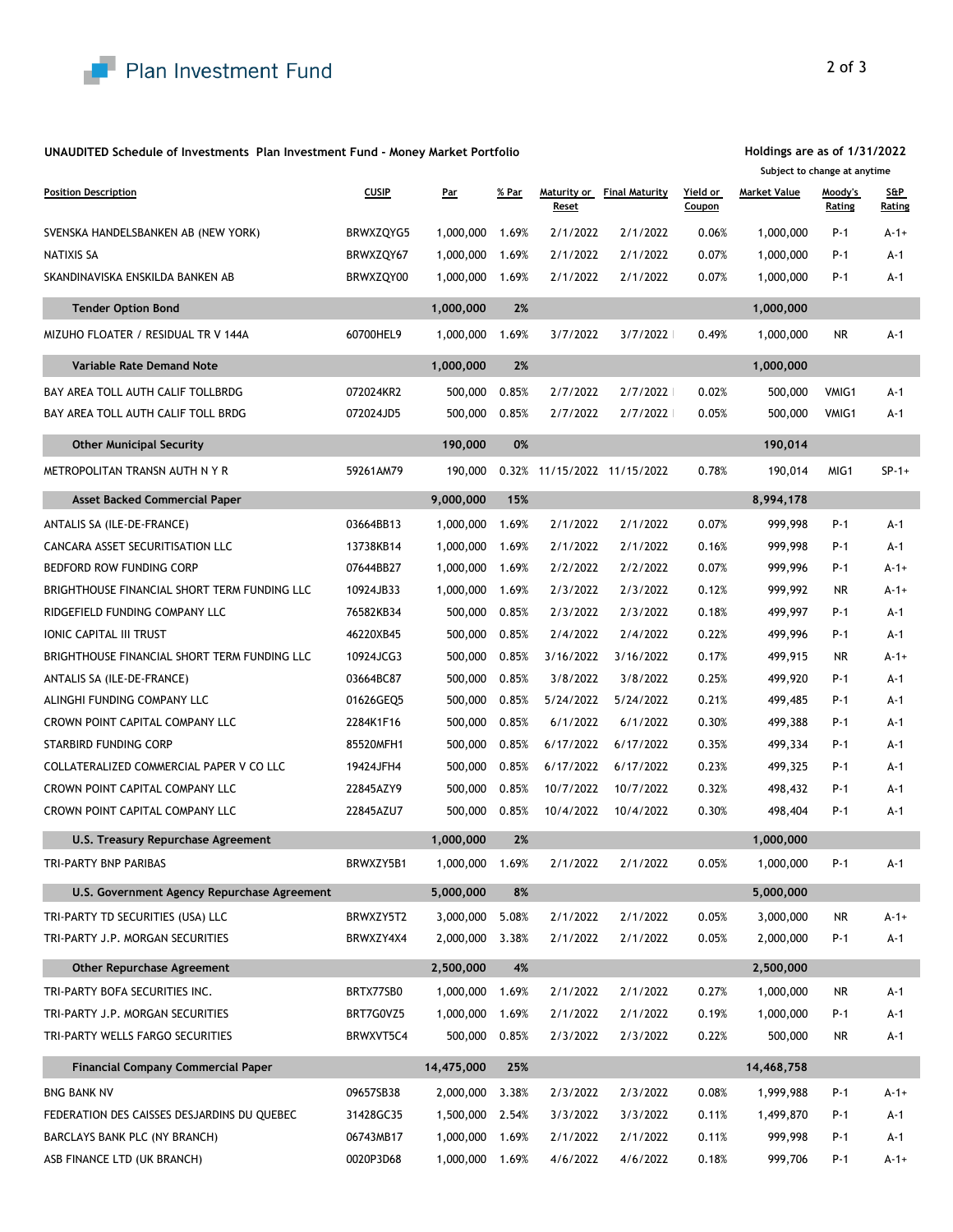**UNAUDITED Schedule of Investments Plan Investment Fund - Money Market Portfolio**

**Holdings are as of 1/31/2022**
Subject to change at anytime

| Position Description | CUSIP | Par | % Par | Maturity or Reset | Final Maturity | Yield or Coupon | Market Value | Moody's Rating | S&P Rating |
|---|---|---|---|---|---|---|---|---|---|
| SVENSKA HANDELSBANKEN AB (NEW YORK) | BRWXZQYG5 | 1,000,000 | 1.69% | 2/1/2022 | 2/1/2022 | 0.06% | 1,000,000 | P-1 | A-1+ |
| NATIXIS SA | BRWXZQY67 | 1,000,000 | 1.69% | 2/1/2022 | 2/1/2022 | 0.07% | 1,000,000 | P-1 | A-1 |
| SKANDINAVISKA ENSKILDA BANKEN AB | BRWXZQY00 | 1,000,000 | 1.69% | 2/1/2022 | 2/1/2022 | 0.07% | 1,000,000 | P-1 | A-1 |
| **Tender Option Bond** | | **1,000,000** | **2%** | | | | **1,000,000** | | |
| MIZUHO FLOATER / RESIDUAL TR V 144A | 60700HEL9 | 1,000,000 | 1.69% | 3/7/2022 | 3/7/2022 | 0.49% | 1,000,000 | NR | A-1 |
| **Variable Rate Demand Note** | | **1,000,000** | **2%** | | | | **1,000,000** | | |
| BAY AREA TOLL AUTH CALIF TOLLBRDG | 072024KR2 | 500,000 | 0.85% | 2/7/2022 | 2/7/2022 | 0.02% | 500,000 | VMIG1 | A-1 |
| BAY AREA TOLL AUTH CALIF TOLL BRDG | 072024JD5 | 500,000 | 0.85% | 2/7/2022 | 2/7/2022 | 0.05% | 500,000 | VMIG1 | A-1 |
| **Other Municipal Security** | | **190,000** | **0%** | | | | **190,014** | | |
| METROPOLITAN TRANSN AUTH N Y R | 59261AM79 | 190,000 | 0.32% | 11/15/2022 | 11/15/2022 | 0.78% | 190,014 | MIG1 | SP-1+ |
| **Asset Backed Commercial Paper** | | **9,000,000** | **15%** | | | | **8,994,178** | | |
| ANTALIS SA (ILE-DE-FRANCE) | 03664BB13 | 1,000,000 | 1.69% | 2/1/2022 | 2/1/2022 | 0.07% | 999,998 | P-1 | A-1 |
| CANCARA ASSET SECURITISATION LLC | 13738KB14 | 1,000,000 | 1.69% | 2/1/2022 | 2/1/2022 | 0.16% | 999,998 | P-1 | A-1 |
| BEDFORD ROW FUNDING CORP | 07644BB27 | 1,000,000 | 1.69% | 2/2/2022 | 2/2/2022 | 0.07% | 999,996 | P-1 | A-1+ |
| BRIGHTHOUSE FINANCIAL SHORT TERM FUNDING LLC | 10924JB33 | 1,000,000 | 1.69% | 2/3/2022 | 2/3/2022 | 0.12% | 999,992 | NR | A-1+ |
| RIDGEFIELD FUNDING COMPANY LLC | 76582KB34 | 500,000 | 0.85% | 2/3/2022 | 2/3/2022 | 0.18% | 499,997 | P-1 | A-1 |
| IONIC CAPITAL III TRUST | 46220XB45 | 500,000 | 0.85% | 2/4/2022 | 2/4/2022 | 0.22% | 499,996 | P-1 | A-1 |
| BRIGHTHOUSE FINANCIAL SHORT TERM FUNDING LLC | 10924JCG3 | 500,000 | 0.85% | 3/16/2022 | 3/16/2022 | 0.17% | 499,915 | NR | A-1+ |
| ANTALIS SA (ILE-DE-FRANCE) | 03664BC87 | 500,000 | 0.85% | 3/8/2022 | 3/8/2022 | 0.25% | 499,920 | P-1 | A-1 |
| ALINGHI FUNDING COMPANY LLC | 01626GEQ5 | 500,000 | 0.85% | 5/24/2022 | 5/24/2022 | 0.21% | 499,485 | P-1 | A-1 |
| CROWN POINT CAPITAL COMPANY LLC | 2284K1F16 | 500,000 | 0.85% | 6/1/2022 | 6/1/2022 | 0.30% | 499,388 | P-1 | A-1 |
| STARBIRD FUNDING CORP | 85520MFH1 | 500,000 | 0.85% | 6/17/2022 | 6/17/2022 | 0.35% | 499,334 | P-1 | A-1 |
| COLLATERALIZED COMMERCIAL PAPER V CO LLC | 19424JFH4 | 500,000 | 0.85% | 6/17/2022 | 6/17/2022 | 0.23% | 499,325 | P-1 | A-1 |
| CROWN POINT CAPITAL COMPANY LLC | 22845AZY9 | 500,000 | 0.85% | 10/7/2022 | 10/7/2022 | 0.32% | 498,432 | P-1 | A-1 |
| CROWN POINT CAPITAL COMPANY LLC | 22845AZU7 | 500,000 | 0.85% | 10/4/2022 | 10/4/2022 | 0.30% | 498,404 | P-1 | A-1 |
| **U.S. Treasury Repurchase Agreement** | | **1,000,000** | **2%** | | | | **1,000,000** | | |
| TRI-PARTY BNP PARIBAS | BRWXZY5B1 | 1,000,000 | 1.69% | 2/1/2022 | 2/1/2022 | 0.05% | 1,000,000 | P-1 | A-1 |
| **U.S. Government Agency Repurchase Agreement** | | **5,000,000** | **8%** | | | | **5,000,000** | | |
| TRI-PARTY TD SECURITIES (USA) LLC | BRWXZY5T2 | 3,000,000 | 5.08% | 2/1/2022 | 2/1/2022 | 0.05% | 3,000,000 | NR | A-1+ |
| TRI-PARTY J.P. MORGAN SECURITIES | BRWXZY4X4 | 2,000,000 | 3.38% | 2/1/2022 | 2/1/2022 | 0.05% | 2,000,000 | P-1 | A-1 |
| **Other Repurchase Agreement** | | **2,500,000** | **4%** | | | | **2,500,000** | | |
| TRI-PARTY BOFA SECURITIES INC. | BRTX77SB0 | 1,000,000 | 1.69% | 2/1/2022 | 2/1/2022 | 0.27% | 1,000,000 | NR | A-1 |
| TRI-PARTY J.P. MORGAN SECURITIES | BRT7G0VZ5 | 1,000,000 | 1.69% | 2/1/2022 | 2/1/2022 | 0.19% | 1,000,000 | P-1 | A-1 |
| TRI-PARTY WELLS FARGO SECURITIES | BRWXVT5C4 | 500,000 | 0.85% | 2/3/2022 | 2/3/2022 | 0.22% | 500,000 | NR | A-1 |
| **Financial Company Commercial Paper** | | **14,475,000** | **25%** | | | | **14,468,758** | | |
| BNG BANK NV | 09657SB38 | 2,000,000 | 3.38% | 2/3/2022 | 2/3/2022 | 0.08% | 1,999,988 | P-1 | A-1+ |
| FEDERATION DES CAISSES DESJARDINS DU QUEBEC | 31428GC35 | 1,500,000 | 2.54% | 3/3/2022 | 3/3/2022 | 0.11% | 1,499,870 | P-1 | A-1 |
| BARCLAYS BANK PLC (NY BRANCH) | 06743MB17 | 1,000,000 | 1.69% | 2/1/2022 | 2/1/2022 | 0.11% | 999,998 | P-1 | A-1 |
| ASB FINANCE LTD (UK BRANCH) | 0020P3D68 | 1,000,000 | 1.69% | 4/6/2022 | 4/6/2022 | 0.18% | 999,706 | P-1 | A-1+ |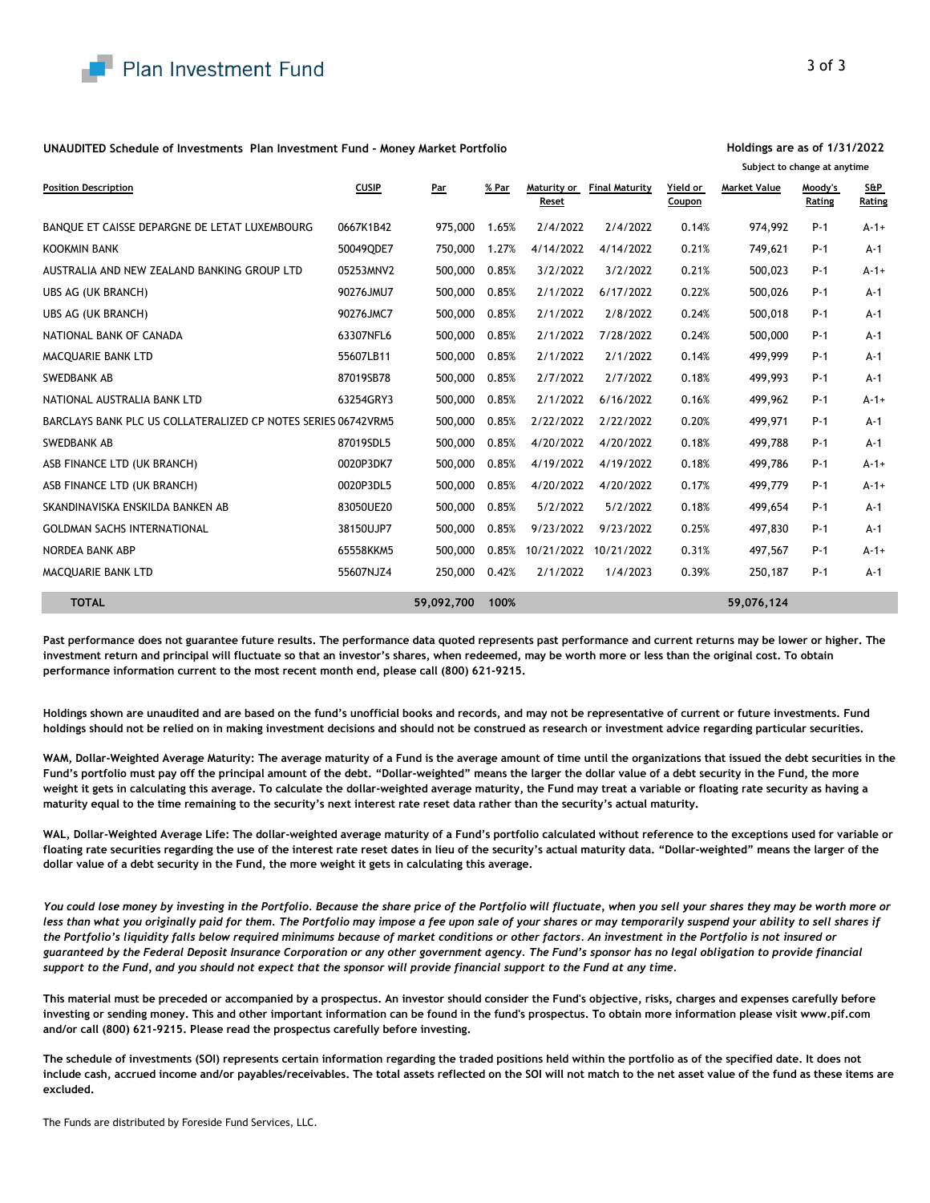**UNAUDITED Schedule of Investments Plan Investment Fund - Money Market Portfolio**

**Holdings are as of 1/31/2022**

Subject to change at anytime

| Position Description | CUSIP | Par | % Par | Maturity or Reset | Final Maturity | Yield or Coupon | Market Value | Moody's Rating | S&P Rating |
|---|---|---|---|---|---|---|---|---|---|
| BANQUE ET CAISSE DEPARGNE DE LETAT LUXEMBOURG | 0667K1B42 | 975,000 | 1.65% | 2/4/2022 | 2/4/2022 | 0.14% | 974,992 | P-1 | A-1+ |
| KOOKMIN BANK | 50049QDE7 | 750,000 | 1.27% | 4/14/2022 | 4/14/2022 | 0.21% | 749,621 | P-1 | A-1 |
| AUSTRALIA AND NEW ZEALAND BANKING GROUP LTD | 05253MNV2 | 500,000 | 0.85% | 3/2/2022 | 3/2/2022 | 0.21% | 500,023 | P-1 | A-1+ |
| UBS AG (UK BRANCH) | 90276JMU7 | 500,000 | 0.85% | 2/1/2022 | 6/17/2022 | 0.22% | 500,026 | P-1 | A-1 |
| UBS AG (UK BRANCH) | 90276JMC7 | 500,000 | 0.85% | 2/1/2022 | 2/8/2022 | 0.24% | 500,018 | P-1 | A-1 |
| NATIONAL BANK OF CANADA | 63307NFL6 | 500,000 | 0.85% | 2/1/2022 | 7/28/2022 | 0.24% | 500,000 | P-1 | A-1 |
| MACQUARIE BANK LTD | 55607LB11 | 500,000 | 0.85% | 2/1/2022 | 2/1/2022 | 0.14% | 499,999 | P-1 | A-1 |
| SWEDBANK AB | 87019SB78 | 500,000 | 0.85% | 2/7/2022 | 2/7/2022 | 0.18% | 499,993 | P-1 | A-1 |
| NATIONAL AUSTRALIA BANK LTD | 63254GRY3 | 500,000 | 0.85% | 2/1/2022 | 6/16/2022 | 0.16% | 499,962 | P-1 | A-1+ |
| BARCLAYS BANK PLC US COLLATERALIZED CP NOTES SERIES | 06742VRM5 | 500,000 | 0.85% | 2/22/2022 | 2/22/2022 | 0.20% | 499,971 | P-1 | A-1 |
| SWEDBANK AB | 87019SDL5 | 500,000 | 0.85% | 4/20/2022 | 4/20/2022 | 0.18% | 499,788 | P-1 | A-1 |
| ASB FINANCE LTD (UK BRANCH) | 0020P3DK7 | 500,000 | 0.85% | 4/19/2022 | 4/19/2022 | 0.18% | 499,786 | P-1 | A-1+ |
| ASB FINANCE LTD (UK BRANCH) | 0020P3DL5 | 500,000 | 0.85% | 4/20/2022 | 4/20/2022 | 0.17% | 499,779 | P-1 | A-1+ |
| SKANDINAVISKA ENSKILDA BANKEN AB | 83050UE20 | 500,000 | 0.85% | 5/2/2022 | 5/2/2022 | 0.18% | 499,654 | P-1 | A-1 |
| GOLDMAN SACHS INTERNATIONAL | 38150UJP7 | 500,000 | 0.85% | 9/23/2022 | 9/23/2022 | 0.25% | 497,830 | P-1 | A-1 |
| NORDEA BANK ABP | 65558KKM5 | 500,000 | 0.85% | 10/21/2022 | 10/21/2022 | 0.31% | 497,567 | P-1 | A-1+ |
| MACQUARIE BANK LTD | 55607NJZ4 | 250,000 | 0.42% | 2/1/2022 | 1/4/2023 | 0.39% | 250,187 | P-1 | A-1 |
| **TOTAL** | | **59,092,700** | **100%** | | | | **59,076,124** | | |

**Past performance does not guarantee future results. The performance data quoted represents past performance and current returns may be lower or higher. The investment return and principal will fluctuate so that an investor's shares, when redeemed, may be worth more or less than the original cost. To obtain performance information current to the most recent month end, please call (800) 621-9215.**

**Holdings shown are unaudited and are based on the fund's unofficial books and records, and may not be representative of current or future investments. Fund holdings should not be relied on in making investment decisions and should not be construed as research or investment advice regarding particular securities.**

**WAM, Dollar-Weighted Average Maturity: The average maturity of a Fund is the average amount of time until the organizations that issued the debt securities in the Fund's portfolio must pay off the principal amount of the debt. "Dollar-weighted" means the larger the dollar value of a debt security in the Fund, the more weight it gets in calculating this average. To calculate the dollar-weighted average maturity, the Fund may treat a variable or floating rate security as having a maturity equal to the time remaining to the security's next interest rate reset data rather than the security's actual maturity.**

**WAL, Dollar-Weighted Average Life: The dollar-weighted average maturity of a Fund's portfolio calculated without reference to the exceptions used for variable or floating rate securities regarding the use of the interest rate reset dates in lieu of the security's actual maturity data. "Dollar-weighted" means the larger of the dollar value of a debt security in the Fund, the more weight it gets in calculating this average.**

***You could lose money by investing in the Portfolio. Because the share price of the Portfolio will fluctuate, when you sell your shares they may be worth more or less than what you originally paid for them. The Portfolio may impose a fee upon sale of your shares or may temporarily suspend your ability to sell shares if the Portfolio's liquidity falls below required minimums because of market conditions or other factors. An investment in the Portfolio is not insured or guaranteed by the Federal Deposit Insurance Corporation or any other government agency. The Fund's sponsor has no legal obligation to provide financial support to the Fund, and you should not expect that the sponsor will provide financial support to the Fund at any time.***

**This material must be preceded or accompanied by a prospectus. An investor should consider the Fund's objective, risks, charges and expenses carefully before investing or sending money. This and other important information can be found in the fund's prospectus. To obtain more information please visit www.pif.com and/or call (800) 621-9215. Please read the prospectus carefully before investing.**

**The schedule of investments (SOI) represents certain information regarding the traded positions held within the portfolio as of the specified date. It does not include cash, accrued income and/or payables/receivables. The total assets reflected on the SOI will not match to the net asset value of the fund as these items are excluded.**

The Funds are distributed by Foreside Fund Services, LLC.